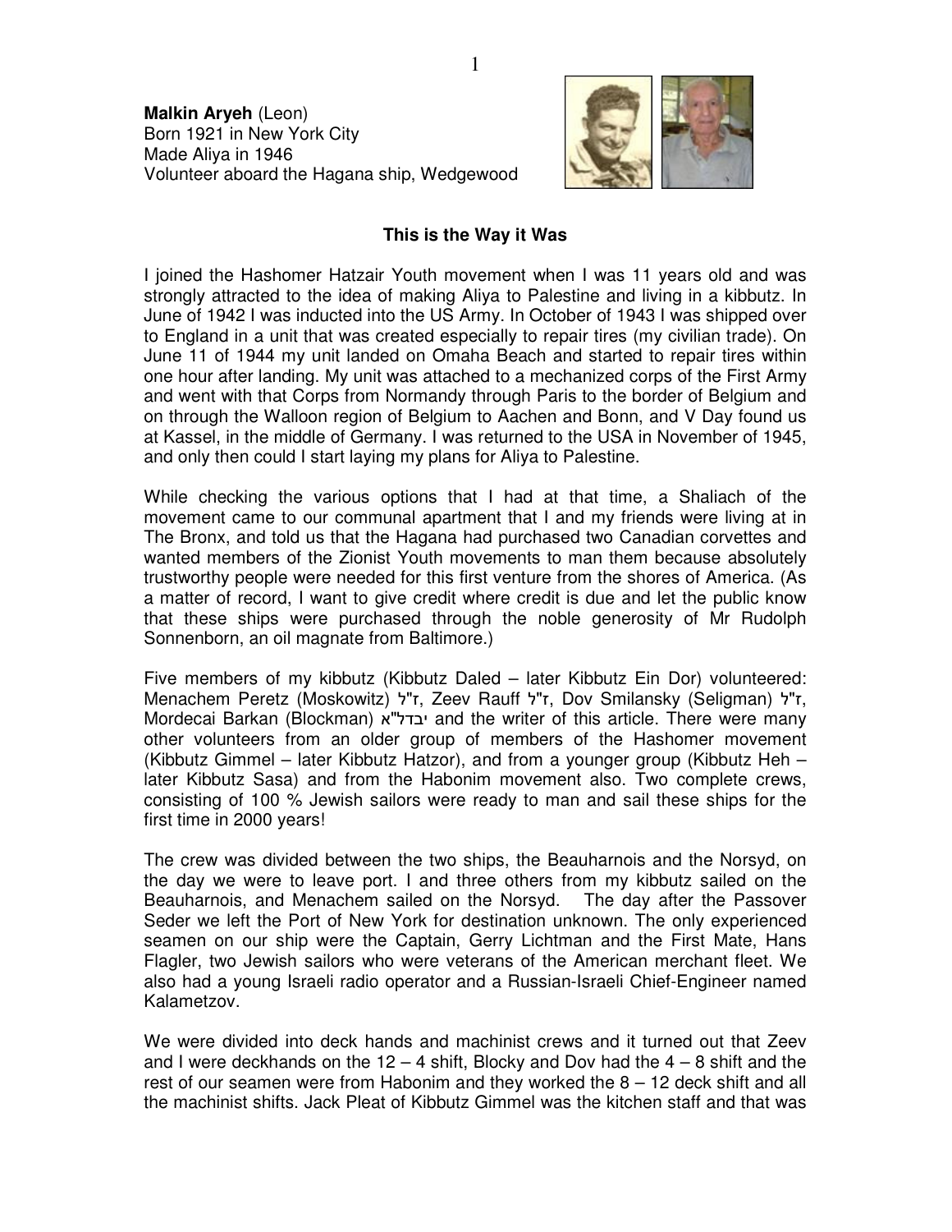**Malkin Aryeh** (Leon)
Born 1921 in New York City
Made Aliya in 1946
Volunteer aboard the Hagana ship, Wedgewood

### This is the Way it Was

I joined the Hashomer Hatzair Youth movement when I was 11 years old and was strongly attracted to the idea of making Aliya to Palestine and living in a kibbutz. In June of 1942 I was inducted into the US Army. In October of 1943 I was shipped over to England in a unit that was created especially to repair tires (my civilian trade). On June 11 of 1944 my unit landed on Omaha Beach and started to repair tires within one hour after landing. My unit was attached to a mechanized corps of the First Army and went with that Corps from Normandy through Paris to the border of Belgium and on through the Walloon region of Belgium to Aachen and Bonn, and V Day found us at Kassel, in the middle of Germany. I was returned to the USA in November of 1945, and only then could I start laying my plans for Aliya to Palestine.

While checking the various options that I had at that time, a Shaliach of the movement came to our communal apartment that I and my friends were living at in The Bronx, and told us that the Hagana had purchased two Canadian corvettes and wanted members of the Zionist Youth movements to man them because absolutely trustworthy people were needed for this first venture from the shores of America. (As a matter of record, I want to give credit where credit is due and let the public know that these ships were purchased through the noble generosity of Mr Rudolph Sonnenborn, an oil magnate from Baltimore.)

Five members of my kibbutz (Kibbutz Daled – later Kibbutz Ein Dor) volunteered: Menachem Peretz (Moskowitz) ז"ל, Zeev Rauff ז"ל, Dov Smilansky (Seligman) ז"ל, Mordecai Barkan (Blockman) יבדל"א and the writer of this article. There were many other volunteers from an older group of members of the Hashomer movement (Kibbutz Gimmel – later Kibbutz Hatzor), and from a younger group (Kibbutz Heh – later Kibbutz Sasa) and from the Habonim movement also. Two complete crews, consisting of 100 % Jewish sailors were ready to man and sail these ships for the first time in 2000 years!

The crew was divided between the two ships, the Beauharnois and the Norsyd, on the day we were to leave port. I and three others from my kibbutz sailed on the Beauharnois, and Menachem sailed on the Norsyd. The day after the Passover Seder we left the Port of New York for destination unknown. The only experienced seamen on our ship were the Captain, Gerry Lichtman and the First Mate, Hans Flagler, two Jewish sailors who were veterans of the American merchant fleet. We also had a young Israeli radio operator and a Russian-Israeli Chief-Engineer named Kalametzov.

We were divided into deck hands and machinist crews and it turned out that Zeev and I were deckhands on the 12 – 4 shift, Blocky and Dov had the 4 – 8 shift and the rest of our seamen were from Habonim and they worked the 8 – 12 deck shift and all the machinist shifts. Jack Pleat of Kibbutz Gimmel was the kitchen staff and that was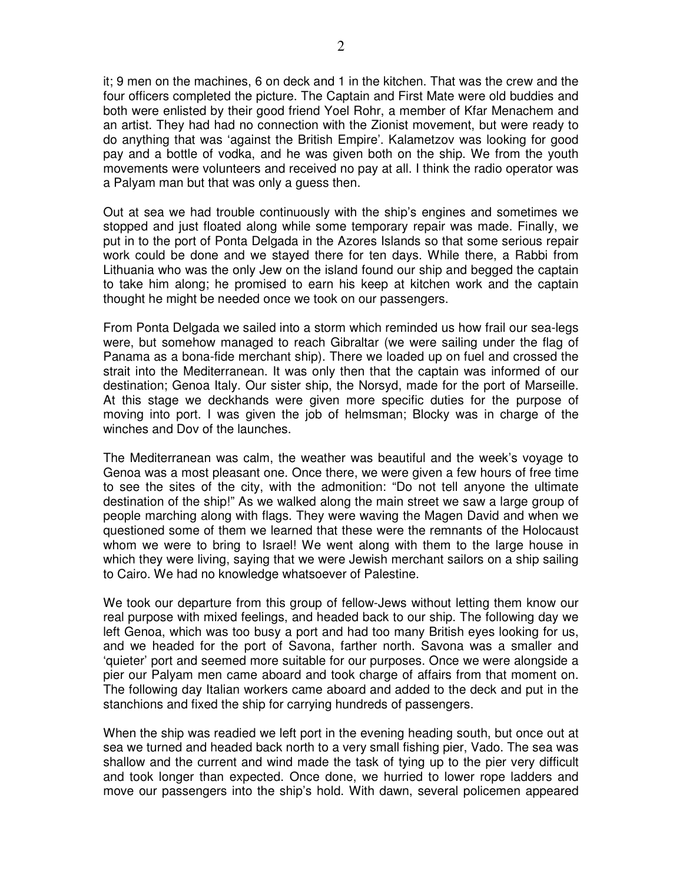it; 9 men on the machines, 6 on deck and 1 in the kitchen. That was the crew and the four officers completed the picture. The Captain and First Mate were old buddies and both were enlisted by their good friend Yoel Rohr, a member of Kfar Menachem and an artist. They had had no connection with the Zionist movement, but were ready to do anything that was 'against the British Empire'. Kalametzov was looking for good pay and a bottle of vodka, and he was given both on the ship. We from the youth movements were volunteers and received no pay at all. I think the radio operator was a Palyam man but that was only a guess then.

Out at sea we had trouble continuously with the ship's engines and sometimes we stopped and just floated along while some temporary repair was made. Finally, we put in to the port of Ponta Delgada in the Azores Islands so that some serious repair work could be done and we stayed there for ten days. While there, a Rabbi from Lithuania who was the only Jew on the island found our ship and begged the captain to take him along; he promised to earn his keep at kitchen work and the captain thought he might be needed once we took on our passengers.

From Ponta Delgada we sailed into a storm which reminded us how frail our sea-legs were, but somehow managed to reach Gibraltar (we were sailing under the flag of Panama as a bona-fide merchant ship). There we loaded up on fuel and crossed the strait into the Mediterranean. It was only then that the captain was informed of our destination; Genoa Italy. Our sister ship, the Norsyd, made for the port of Marseille. At this stage we deckhands were given more specific duties for the purpose of moving into port. I was given the job of helmsman; Blocky was in charge of the winches and Dov of the launches.

The Mediterranean was calm, the weather was beautiful and the week's voyage to Genoa was a most pleasant one. Once there, we were given a few hours of free time to see the sites of the city, with the admonition: "Do not tell anyone the ultimate destination of the ship!" As we walked along the main street we saw a large group of people marching along with flags. They were waving the Magen David and when we questioned some of them we learned that these were the remnants of the Holocaust whom we were to bring to Israel! We went along with them to the large house in which they were living, saying that we were Jewish merchant sailors on a ship sailing to Cairo. We had no knowledge whatsoever of Palestine.

We took our departure from this group of fellow-Jews without letting them know our real purpose with mixed feelings, and headed back to our ship. The following day we left Genoa, which was too busy a port and had too many British eyes looking for us, and we headed for the port of Savona, farther north. Savona was a smaller and 'quieter' port and seemed more suitable for our purposes. Once we were alongside a pier our Palyam men came aboard and took charge of affairs from that moment on. The following day Italian workers came aboard and added to the deck and put in the stanchions and fixed the ship for carrying hundreds of passengers.

When the ship was readied we left port in the evening heading south, but once out at sea we turned and headed back north to a very small fishing pier, Vado. The sea was shallow and the current and wind made the task of tying up to the pier very difficult and took longer than expected. Once done, we hurried to lower rope ladders and move our passengers into the ship's hold. With dawn, several policemen appeared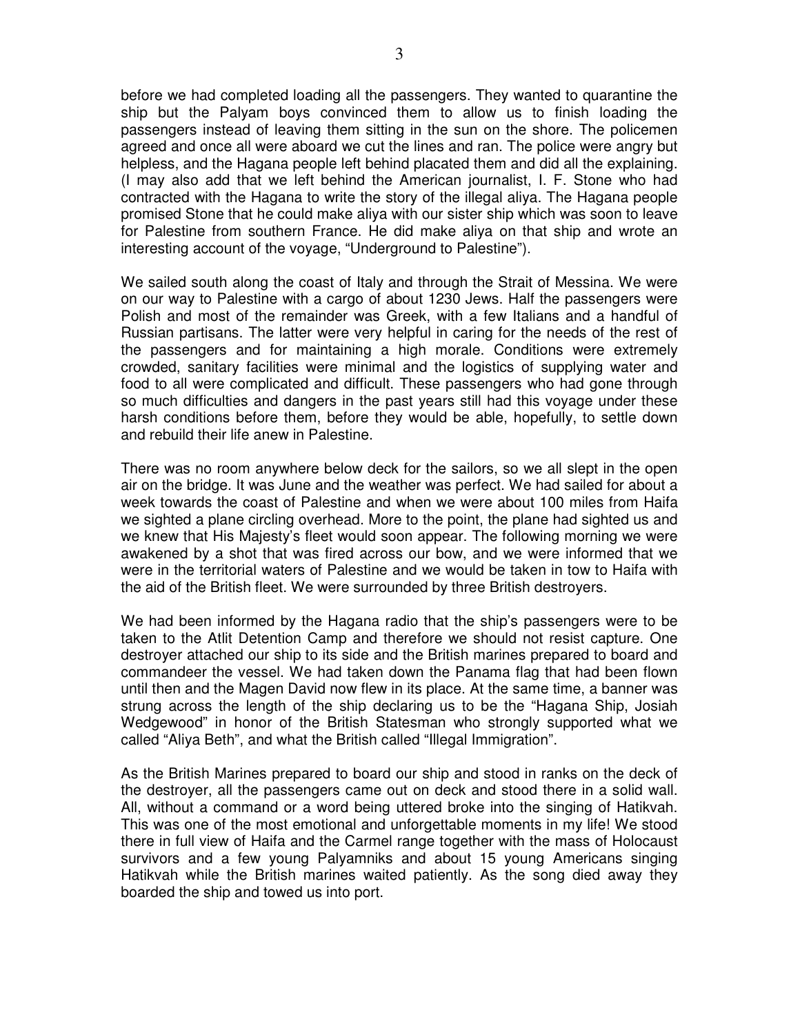before we had completed loading all the passengers. They wanted to quarantine the ship but the Palyam boys convinced them to allow us to finish loading the passengers instead of leaving them sitting in the sun on the shore. The policemen agreed and once all were aboard we cut the lines and ran. The police were angry but helpless, and the Hagana people left behind placated them and did all the explaining. (I may also add that we left behind the American journalist, I. F. Stone who had contracted with the Hagana to write the story of the illegal aliya. The Hagana people promised Stone that he could make aliya with our sister ship which was soon to leave for Palestine from southern France. He did make aliya on that ship and wrote an interesting account of the voyage, "Underground to Palestine").

We sailed south along the coast of Italy and through the Strait of Messina. We were on our way to Palestine with a cargo of about 1230 Jews. Half the passengers were Polish and most of the remainder was Greek, with a few Italians and a handful of Russian partisans. The latter were very helpful in caring for the needs of the rest of the passengers and for maintaining a high morale. Conditions were extremely crowded, sanitary facilities were minimal and the logistics of supplying water and food to all were complicated and difficult. These passengers who had gone through so much difficulties and dangers in the past years still had this voyage under these harsh conditions before them, before they would be able, hopefully, to settle down and rebuild their life anew in Palestine.

There was no room anywhere below deck for the sailors, so we all slept in the open air on the bridge. It was June and the weather was perfect. We had sailed for about a week towards the coast of Palestine and when we were about 100 miles from Haifa we sighted a plane circling overhead. More to the point, the plane had sighted us and we knew that His Majesty's fleet would soon appear. The following morning we were awakened by a shot that was fired across our bow, and we were informed that we were in the territorial waters of Palestine and we would be taken in tow to Haifa with the aid of the British fleet. We were surrounded by three British destroyers.

We had been informed by the Hagana radio that the ship's passengers were to be taken to the Atlit Detention Camp and therefore we should not resist capture. One destroyer attached our ship to its side and the British marines prepared to board and commandeer the vessel. We had taken down the Panama flag that had been flown until then and the Magen David now flew in its place. At the same time, a banner was strung across the length of the ship declaring us to be the "Hagana Ship, Josiah Wedgewood" in honor of the British Statesman who strongly supported what we called "Aliya Beth", and what the British called "Illegal Immigration".

As the British Marines prepared to board our ship and stood in ranks on the deck of the destroyer, all the passengers came out on deck and stood there in a solid wall. All, without a command or a word being uttered broke into the singing of Hatikvah. This was one of the most emotional and unforgettable moments in my life! We stood there in full view of Haifa and the Carmel range together with the mass of Holocaust survivors and a few young Palyamniks and about 15 young Americans singing Hatikvah while the British marines waited patiently. As the song died away they boarded the ship and towed us into port.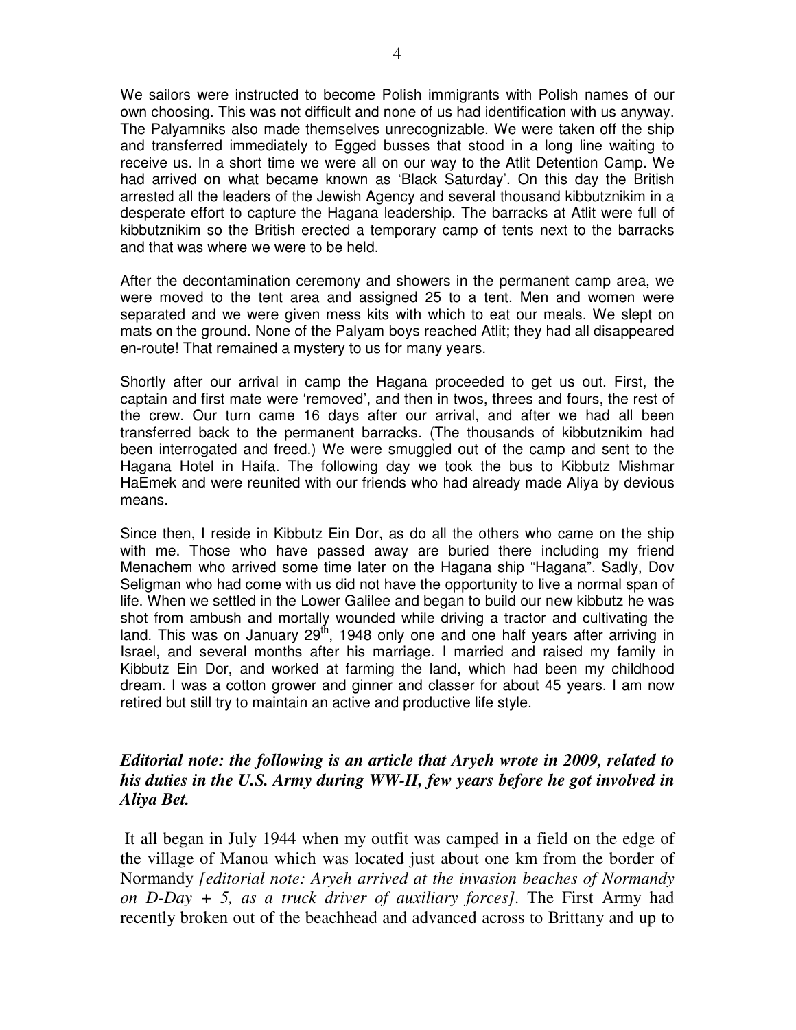We sailors were instructed to become Polish immigrants with Polish names of our own choosing. This was not difficult and none of us had identification with us anyway. The Palyamniks also made themselves unrecognizable. We were taken off the ship and transferred immediately to Egged busses that stood in a long line waiting to receive us. In a short time we were all on our way to the Atlit Detention Camp. We had arrived on what became known as 'Black Saturday'. On this day the British arrested all the leaders of the Jewish Agency and several thousand kibbutznikim in a desperate effort to capture the Hagana leadership. The barracks at Atlit were full of kibbutznikim so the British erected a temporary camp of tents next to the barracks and that was where we were to be held.

After the decontamination ceremony and showers in the permanent camp area, we were moved to the tent area and assigned 25 to a tent. Men and women were separated and we were given mess kits with which to eat our meals. We slept on mats on the ground. None of the Palyam boys reached Atlit; they had all disappeared en-route! That remained a mystery to us for many years.

Shortly after our arrival in camp the Hagana proceeded to get us out. First, the captain and first mate were 'removed', and then in twos, threes and fours, the rest of the crew. Our turn came 16 days after our arrival, and after we had all been transferred back to the permanent barracks. (The thousands of kibbutznikim had been interrogated and freed.) We were smuggled out of the camp and sent to the Hagana Hotel in Haifa. The following day we took the bus to Kibbutz Mishmar HaEmek and were reunited with our friends who had already made Aliya by devious means.

Since then, I reside in Kibbutz Ein Dor, as do all the others who came on the ship with me. Those who have passed away are buried there including my friend Menachem who arrived some time later on the Hagana ship "Hagana". Sadly, Dov Seligman who had come with us did not have the opportunity to live a normal span of life. When we settled in the Lower Galilee and began to build our new kibbutz he was shot from ambush and mortally wounded while driving a tractor and cultivating the land. This was on January 29th, 1948 only one and one half years after arriving in Israel, and several months after his marriage. I married and raised my family in Kibbutz Ein Dor, and worked at farming the land, which had been my childhood dream. I was a cotton grower and ginner and classer for about 45 years. I am now retired but still try to maintain an active and productive life style.

### *Editorial note: the following is an article that Aryeh wrote in 2009, related to his duties in the U.S. Army during WW-II, few years before he got involved in Aliya Bet.*

It all began in July 1944 when my outfit was camped in a field on the edge of the village of Manou which was located just about one km from the border of Normandy *[editorial note: Aryeh arrived at the invasion beaches of Normandy on D-Day + 5, as a truck driver of auxiliary forces]*. The First Army had recently broken out of the beachhead and advanced across to Brittany and up to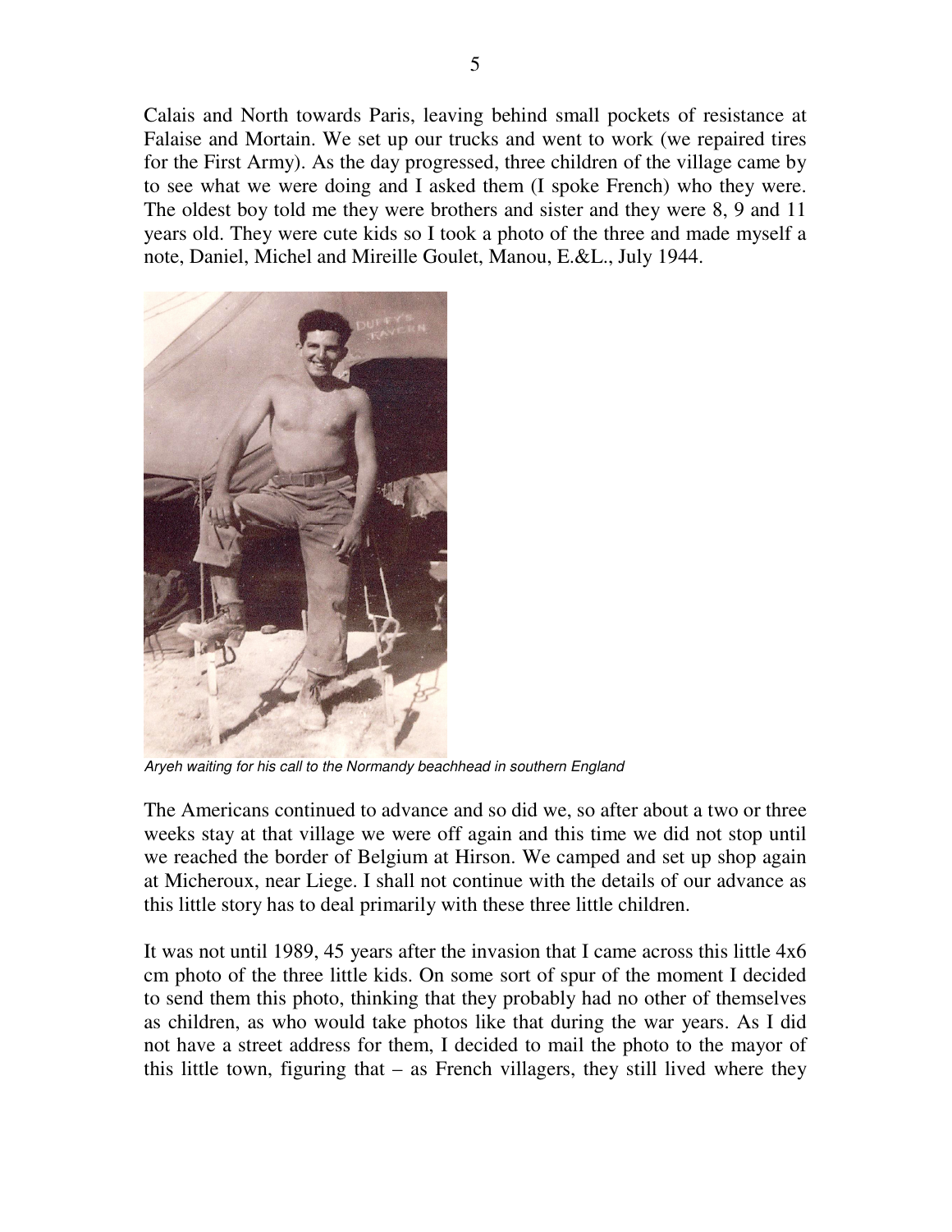Calais and North towards Paris, leaving behind small pockets of resistance at Falaise and Mortain. We set up our trucks and went to work (we repaired tires for the First Army). As the day progressed, three children of the village came by to see what we were doing and I asked them (I spoke French) who they were. The oldest boy told me they were brothers and sister and they were 8, 9 and 11 years old. They were cute kids so I took a photo of the three and made myself a note, Daniel, Michel and Mireille Goulet, Manou, E.&L., July 1944.

*Aryeh waiting for his call to the Normandy beachhead in southern England*

The Americans continued to advance and so did we, so after about a two or three weeks stay at that village we were off again and this time we did not stop until we reached the border of Belgium at Hirson. We camped and set up shop again at Micheroux, near Liege. I shall not continue with the details of our advance as this little story has to deal primarily with these three little children.

It was not until 1989, 45 years after the invasion that I came across this little 4x6 cm photo of the three little kids. On some sort of spur of the moment I decided to send them this photo, thinking that they probably had no other of themselves as children, as who would take photos like that during the war years. As I did not have a street address for them, I decided to mail the photo to the mayor of this little town, figuring that – as French villagers, they still lived where they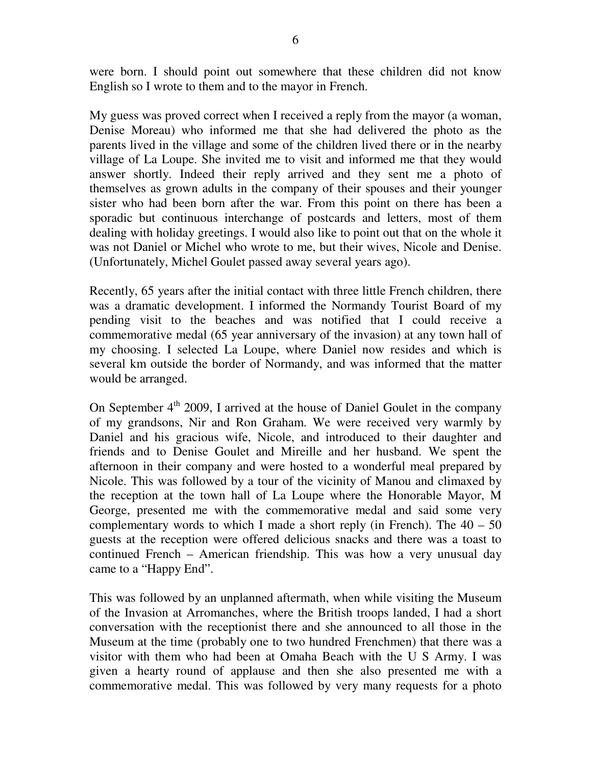were born. I should point out somewhere that these children did not know English so I wrote to them and to the mayor in French.

My guess was proved correct when I received a reply from the mayor (a woman, Denise Moreau) who informed me that she had delivered the photo as the parents lived in the village and some of the children lived there or in the nearby village of La Loupe. She invited me to visit and informed me that they would answer shortly. Indeed their reply arrived and they sent me a photo of themselves as grown adults in the company of their spouses and their younger sister who had been born after the war. From this point on there has been a sporadic but continuous interchange of postcards and letters, most of them dealing with holiday greetings. I would also like to point out that on the whole it was not Daniel or Michel who wrote to me, but their wives, Nicole and Denise. (Unfortunately, Michel Goulet passed away several years ago).

Recently, 65 years after the initial contact with three little French children, there was a dramatic development. I informed the Normandy Tourist Board of my pending visit to the beaches and was notified that I could receive a commemorative medal (65 year anniversary of the invasion) at any town hall of my choosing. I selected La Loupe, where Daniel now resides and which is several km outside the border of Normandy, and was informed that the matter would be arranged.

On September 4th 2009, I arrived at the house of Daniel Goulet in the company of my grandsons, Nir and Ron Graham. We were received very warmly by Daniel and his gracious wife, Nicole, and introduced to their daughter and friends and to Denise Goulet and Mireille and her husband. We spent the afternoon in their company and were hosted to a wonderful meal prepared by Nicole. This was followed by a tour of the vicinity of Manou and climaxed by the reception at the town hall of La Loupe where the Honorable Mayor, M George, presented me with the commemorative medal and said some very complementary words to which I made a short reply (in French). The 40 – 50 guests at the reception were offered delicious snacks and there was a toast to continued French – American friendship. This was how a very unusual day came to a "Happy End".

This was followed by an unplanned aftermath, when while visiting the Museum of the Invasion at Arromanches, where the British troops landed, I had a short conversation with the receptionist there and she announced to all those in the Museum at the time (probably one to two hundred Frenchmen) that there was a visitor with them who had been at Omaha Beach with the U S Army. I was given a hearty round of applause and then she also presented me with a commemorative medal. This was followed by very many requests for a photo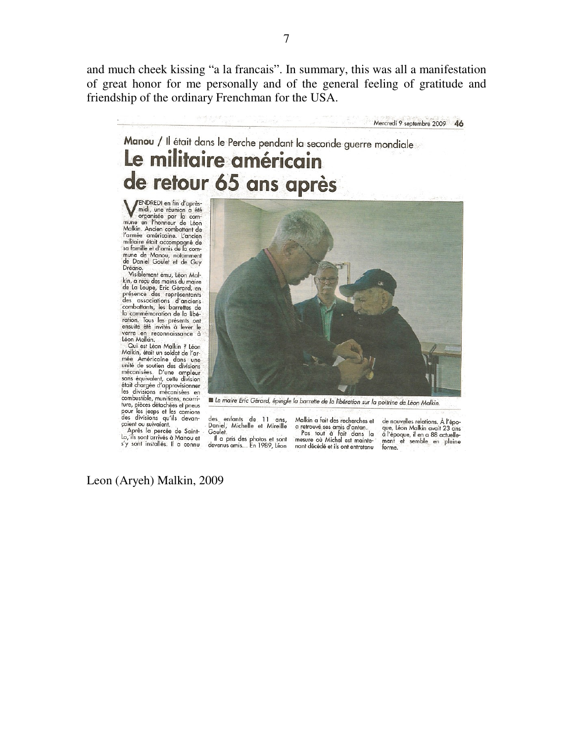and much cheek kissing "a la francais". In summary, this was all a manifestation of great honor for me personally and of the general feeling of gratitude and friendship of the ordinary Frenchman for the USA.

Mercredi 9 septembre 2009 46

Manou / Il était dans le Perche pendant la seconde guerre mondiale

# Le militaire américain de retour 65 ans après

VENDREDI en fin d'après-midi, une réunion a été organisée par la commune en l'honneur de Léon Malkin. Ancien combattant de l'armée américaine. L'ancien militaire était accompagné de sa famille et d'amis de la commune de Manou, notamment de Daniel Goulet et de Guy Dréano.

Visiblement ému, Léon Malkin, a reçu des mains du maire de La Loupe, Eric Gérard, en présence des représentants des associations d'anciens combattants, les barrettes de la commémoration de la libération. Tous les présents ont ensuite été invités à lever le verre en reconnaissance à Léon Malkin.

Qui est Léon Malkin ? Léon Malkin, était un soldat de l'armée Américaine dans une unité de soutien des divisions mécanisées. D'une ampleur sans équivalent, cette division était chargée d'approvisionner les divisions mécanisées en combustible, munitions, nourriture, pièces détachées et pneus pour les jeeps et les camions des divisions qu'ils devançaient ou suivaient.

Après la percée de Saint-Lo, ils sont arrivés à Manou et s'y sont installés. Il a connu des enfants de 11 ans, Daniel, Michelle et Mireille Goulet.

Il a pris des photos et sont devenus amis... En 1989, Léon Malkin a fait des recherches et a retrouvé ses amis d'antan.

Pas tout à fait dans la mesure où Michel est maintenant décédé et ils ont entretenu de nouvelles relations. À l'époque, Léon Malkin avait 23 ans à l'époque, il en a 88 actuellement et semble en pleine forme.

Le maire Eric Gérard, épingle la barrette de la libération sur la poitrine de Léon Malkin.

Leon (Aryeh) Malkin, 2009